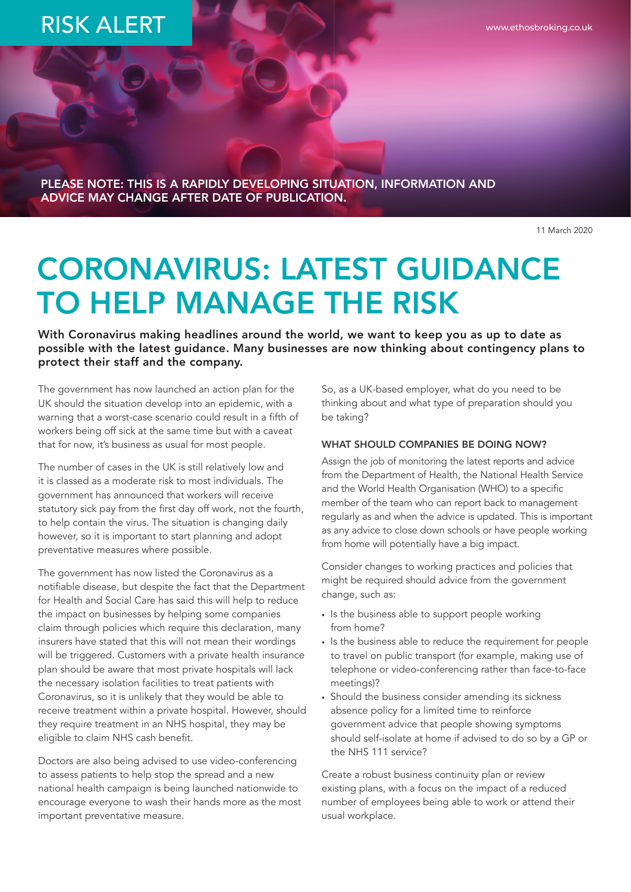RISK ALERT

www.ethosbroking.co.uk

PLEASE NOTE: THIS IS A RAPIDLY DEVELOPING SITUATION, INFORMATION AND ADVICE MAY CHANGE AFTER DATE OF PUBLICATION.

11 March 2020

# CORONAVIRUS: LATEST GUIDANCE TO HELP MANAGE THE RISK

**With Coronavirus making headlines around the world, we want to keep you as up to date as possible with the latest guidance. Many businesses are now thinking about contingency plans to protect their staff and the company.**

The government has now launched an action plan for the UK should the situation develop into an epidemic, with a warning that a worst-case scenario could result in a fifth of workers being off sick at the same time but with a caveat that for now, it's business as usual for most people.

The number of cases in the UK is still relatively low and it is classed as a moderate risk to most individuals. The government has announced that workers will receive statutory sick pay from the first day off work, not the fourth, to help contain the virus. The situation is changing daily however, so it is important to start planning and adopt preventative measures where possible.

The government has now listed the Coronavirus as a notifiable disease, but despite the fact that the Department for Health and Social Care has said this will help to reduce the impact on businesses by helping some companies claim through policies which require this declaration, many insurers have stated that this will not mean their wordings will be triggered. Customers with a private health insurance plan should be aware that most private hospitals will lack the necessary isolation facilities to treat patients with Coronavirus, so it is unlikely that they would be able to receive treatment within a private hospital. However, should they require treatment in an NHS hospital, they may be eligible to claim NHS cash benefit.

Doctors are also being advised to use video-conferencing to assess patients to help stop the spread and a new national health campaign is being launched nationwide to encourage everyone to wash their hands more as the most important preventative measure.

So, as a UK-based employer, what do you need to be thinking about and what type of preparation should you be taking?

### WHAT SHOULD COMPANIES BE DOING NOW?

Assign the job of monitoring the latest reports and advice from the Department of Health, the National Health Service and the World Health Organisation (WHO) to a specific member of the team who can report back to management regularly as and when the advice is updated. This is important as any advice to close down schools or have people working from home will potentially have a big impact.

Consider changes to working practices and policies that might be required should advice from the government change, such as:

- Is the business able to support people working from home?
- Is the business able to reduce the requirement for people to travel on public transport (for example, making use of telephone or video-conferencing rather than face-to-face meetings)?
- Should the business consider amending its sickness absence policy for a limited time to reinforce government advice that people showing symptoms should self-isolate at home if advised to do so by a GP or the NHS 111 service?

Create a robust business continuity plan or review existing plans, with a focus on the impact of a reduced number of employees being able to work or attend their usual workplace.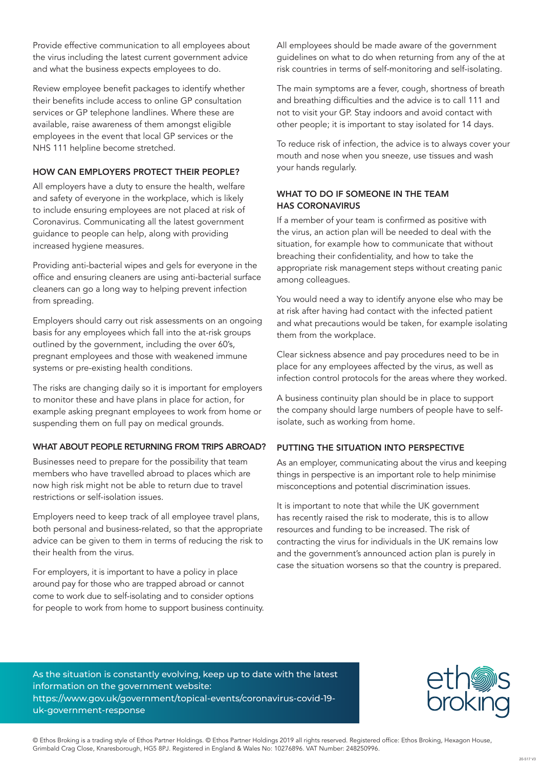Provide effective communication to all employees about the virus including the latest current government advice and what the business expects employees to do.

Review employee benefit packages to identify whether their benefits include access to online GP consultation services or GP telephone landlines. Where these are available, raise awareness of them amongst eligible employees in the event that local GP services or the NHS 111 helpline become stretched.

## HOW CAN EMPLOYERS PROTECT THEIR PEOPLE?

All employers have a duty to ensure the health, welfare and safety of everyone in the workplace, which is likely to include ensuring employees are not placed at risk of Coronavirus. Communicating all the latest government guidance to people can help, along with providing increased hygiene measures.

Providing anti-bacterial wipes and gels for everyone in the office and ensuring cleaners are using anti-bacterial surface cleaners can go a long way to helping prevent infection from spreading.

Employers should carry out risk assessments on an ongoing basis for any employees which fall into the at-risk groups outlined by the government, including the over 60's, pregnant employees and those with weakened immune systems or pre-existing health conditions.

The risks are changing daily so it is important for employers to monitor these and have plans in place for action, for example asking pregnant employees to work from home or suspending them on full pay on medical grounds.

## WHAT ABOUT PEOPLE RETURNING FROM TRIPS ABROAD?

Businesses need to prepare for the possibility that team members who have travelled abroad to places which are now high risk might not be able to return due to travel restrictions or self-isolation issues.

Employers need to keep track of all employee travel plans, both personal and business-related, so that the appropriate advice can be given to them in terms of reducing the risk to their health from the virus.

For employers, it is important to have a policy in place around pay for those who are trapped abroad or cannot come to work due to self-isolating and to consider options for people to work from home to support business continuity.

All employees should be made aware of the government guidelines on what to do when returning from any of the at risk countries in terms of self-monitoring and self-isolating.

The main symptoms are a fever, cough, shortness of breath and breathing difficulties and the advice is to call 111 and not to visit your GP. Stay indoors and avoid contact with other people; it is important to stay isolated for 14 days.

To reduce risk of infection, the advice is to always cover your mouth and nose when you sneeze, use tissues and wash your hands regularly.

## WHAT TO DO IF SOMEONE IN THE TEAM HAS CORONAVIRUS

If a member of your team is confirmed as positive with the virus, an action plan will be needed to deal with the situation, for example how to communicate that without breaching their confidentiality, and how to take the appropriate risk management steps without creating panic among colleagues.

You would need a way to identify anyone else who may be at risk after having had contact with the infected patient and what precautions would be taken, for example isolating them from the workplace.

Clear sickness absence and pay procedures need to be in place for any employees affected by the virus, as well as infection control protocols for the areas where they worked.

A business continuity plan should be in place to support the company should large numbers of people have to self-isolate, such as working from home.

## PUTTING THE SITUATION INTO PERSPECTIVE

As an employer, communicating about the virus and keeping things in perspective is an important role to help minimise misconceptions and potential discrimination issues.

It is important to note that while the UK government has recently raised the risk to moderate, this is to allow resources and funding to be increased. The risk of contracting the virus for individuals in the UK remains low and the government's announced action plan is purely in case the situation worsens so that the country is prepared.

As the situation is constantly evolving, keep up to date with the latest information on the government website:
https://www.gov.uk/government/topical-events/coronavirus-covid-19-uk-government-response

ethos broking

© Ethos Broking is a trading style of Ethos Partner Holdings. © Ethos Partner Holdings 2019 all rights reserved. Registered office: Ethos Broking, Hexagon House, Grimbald Crag Close, Knaresborough, HG5 8PJ. Registered in England & Wales No: 10276896. VAT Number: 248250996.